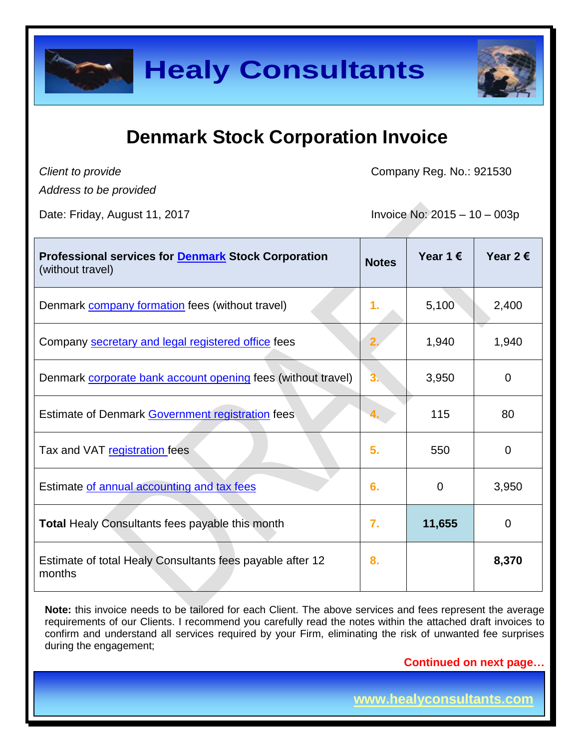# Healy Consultants

## Denmark Stock Corporation Invoice

*Client to provide*
*Address to be provided*

Company Reg. No.: 921530

Date: Friday, August 11, 2017

Invoice No: 2015 – 10 – 003p

| **Professional services for Denmark Stock Corporation** (without travel) | **Notes** | **Year 1 €** | **Year 2 €** |
|---|---|---|---|
| Denmark company formation fees (without travel) | 1. | 5,100 | 2,400 |
| Company secretary and legal registered office fees | 2. | 1,940 | 1,940 |
| Denmark corporate bank account opening fees (without travel) | 3. | 3,950 | 0 |
| Estimate of Denmark Government registration fees | 4. | 115 | 80 |
| Tax and VAT registration fees | 5. | 550 | 0 |
| Estimate of annual accounting and tax fees | 6. | 0 | 3,950 |
| **Total** Healy Consultants fees payable this month | 7. | **11,655** | 0 |
| Estimate of total Healy Consultants fees payable after 12 months | 8. | | **8,370** |

**Note:** this invoice needs to be tailored for each Client. The above services and fees represent the average requirements of our Clients. I recommend you carefully read the notes within the attached draft invoices to confirm and understand all services required by your Firm, eliminating the risk of unwanted fee surprises during the engagement;

**Continued on next page…**

www.healyconsultants.com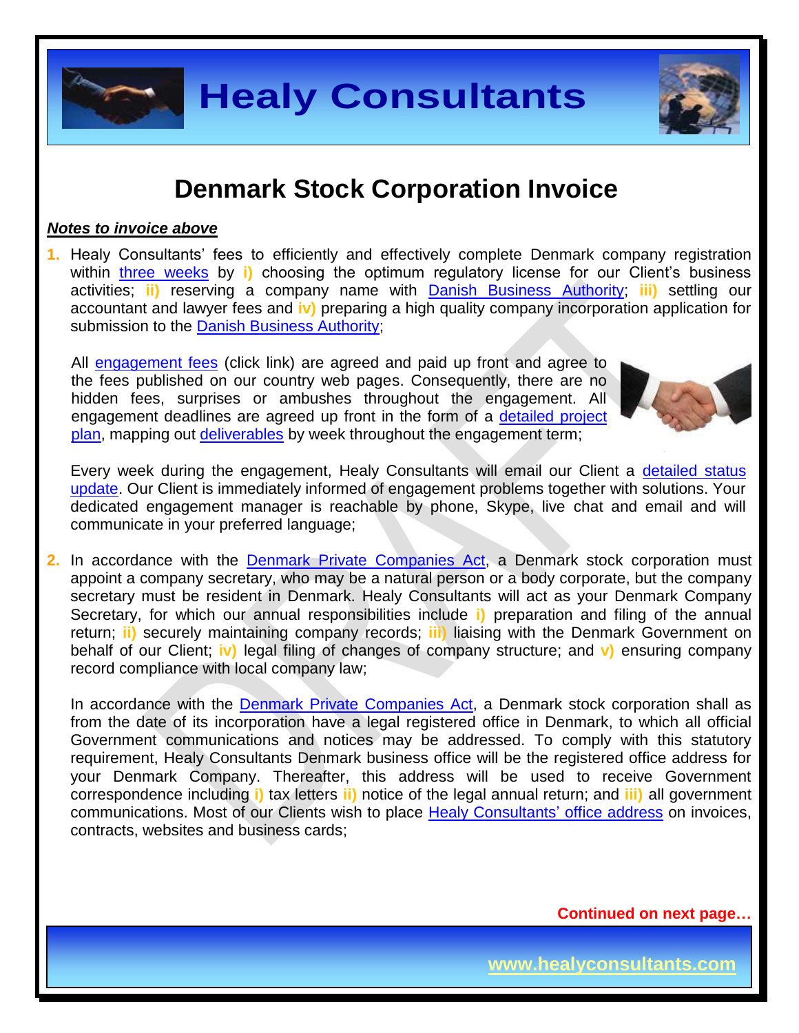# Denmark Stock Corporation Invoice

***Notes to invoice above***

1. Healy Consultants' fees to efficiently and effectively complete Denmark company registration within three weeks by **i)** choosing the optimum regulatory license for our Client's business activities; **ii)** reserving a company name with Danish Business Authority; **iii)** settling our accountant and lawyer fees and **iv)** preparing a high quality company incorporation application for submission to the Danish Business Authority;

   All engagement fees (click link) are agreed and paid up front and agree to the fees published on our country web pages. Consequently, there are no hidden fees, surprises or ambushes throughout the engagement. All engagement deadlines are agreed up front in the form of a detailed project plan, mapping out deliverables by week throughout the engagement term;

   Every week during the engagement, Healy Consultants will email our Client a detailed status update. Our Client is immediately informed of engagement problems together with solutions. Your dedicated engagement manager is reachable by phone, Skype, live chat and email and will communicate in your preferred language;

2. In accordance with the Denmark Private Companies Act, a Denmark stock corporation must appoint a company secretary, who may be a natural person or a body corporate, but the company secretary must be resident in Denmark. Healy Consultants will act as your Denmark Company Secretary, for which our annual responsibilities include **i)** preparation and filing of the annual return; **ii)** securely maintaining company records; **iii)** liaising with the Denmark Government on behalf of our Client; **iv)** legal filing of changes of company structure; and **v)** ensuring company record compliance with local company law;

   In accordance with the Denmark Private Companies Act, a Denmark stock corporation shall as from the date of its incorporation have a legal registered office in Denmark, to which all official Government communications and notices may be addressed. To comply with this statutory requirement, Healy Consultants Denmark business office will be the registered office address for your Denmark Company. Thereafter, this address will be used to receive Government correspondence including **i)** tax letters **ii)** notice of the legal annual return; and **iii)** all government communications. Most of our Clients wish to place Healy Consultants' office address on invoices, contracts, websites and business cards;

**Continued on next page…**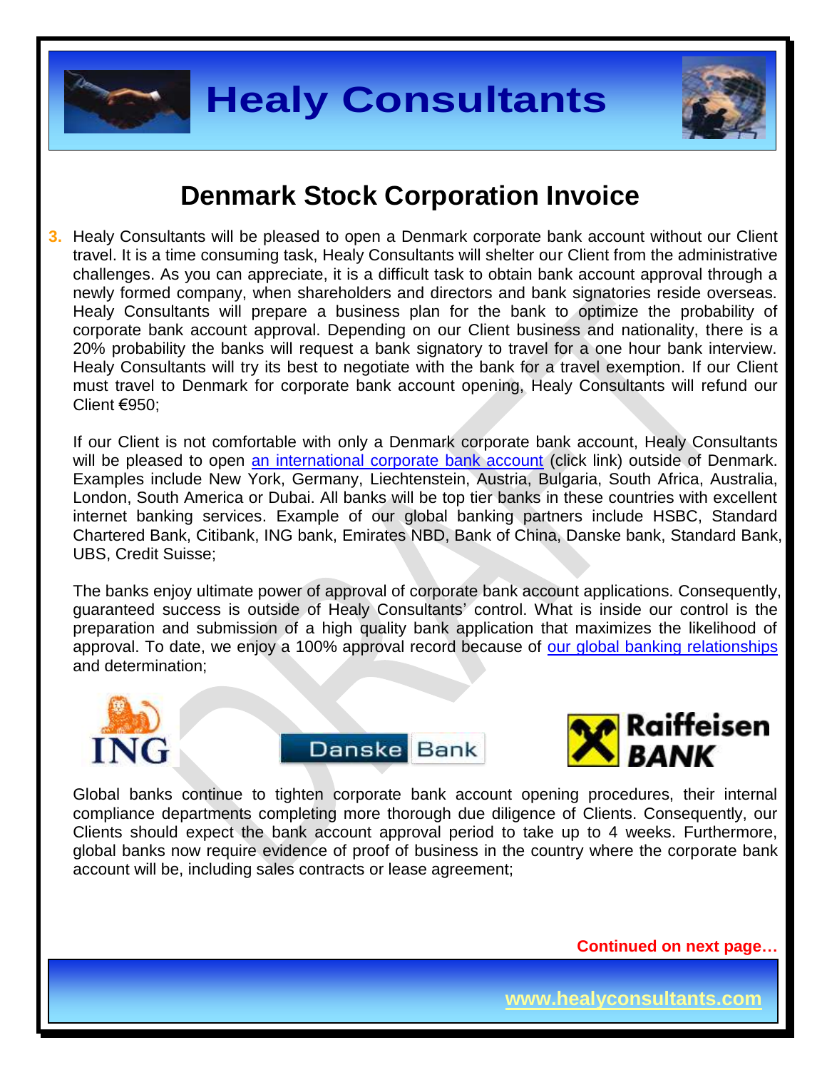# Denmark Stock Corporation Invoice

3. Healy Consultants will be pleased to open a Denmark corporate bank account without our Client travel. It is a time consuming task, Healy Consultants will shelter our Client from the administrative challenges. As you can appreciate, it is a difficult task to obtain bank account approval through a newly formed company, when shareholders and directors and bank signatories reside overseas. Healy Consultants will prepare a business plan for the bank to optimize the probability of corporate bank account approval. Depending on our Client business and nationality, there is a 20% probability the banks will request a bank signatory to travel for a one hour bank interview. Healy Consultants will try its best to negotiate with the bank for a travel exemption. If our Client must travel to Denmark for corporate bank account opening, Healy Consultants will refund our Client €950;

   If our Client is not comfortable with only a Denmark corporate bank account, Healy Consultants will be pleased to open an international corporate bank account (click link) outside of Denmark. Examples include New York, Germany, Liechtenstein, Austria, Bulgaria, South Africa, Australia, London, South America or Dubai. All banks will be top tier banks in these countries with excellent internet banking services. Example of our global banking partners include HSBC, Standard Chartered Bank, Citibank, ING bank, Emirates NBD, Bank of China, Danske bank, Standard Bank, UBS, Credit Suisse;

   The banks enjoy ultimate power of approval of corporate bank account applications. Consequently, guaranteed success is outside of Healy Consultants' control. What is inside our control is the preparation and submission of a high quality bank application that maximizes the likelihood of approval. To date, we enjoy a 100% approval record because of our global banking relationships and determination;

   Global banks continue to tighten corporate bank account opening procedures, their internal compliance departments completing more thorough due diligence of Clients. Consequently, our Clients should expect the bank account approval period to take up to 4 weeks. Furthermore, global banks now require evidence of proof of business in the country where the corporate bank account will be, including sales contracts or lease agreement;

**Continued on next page…**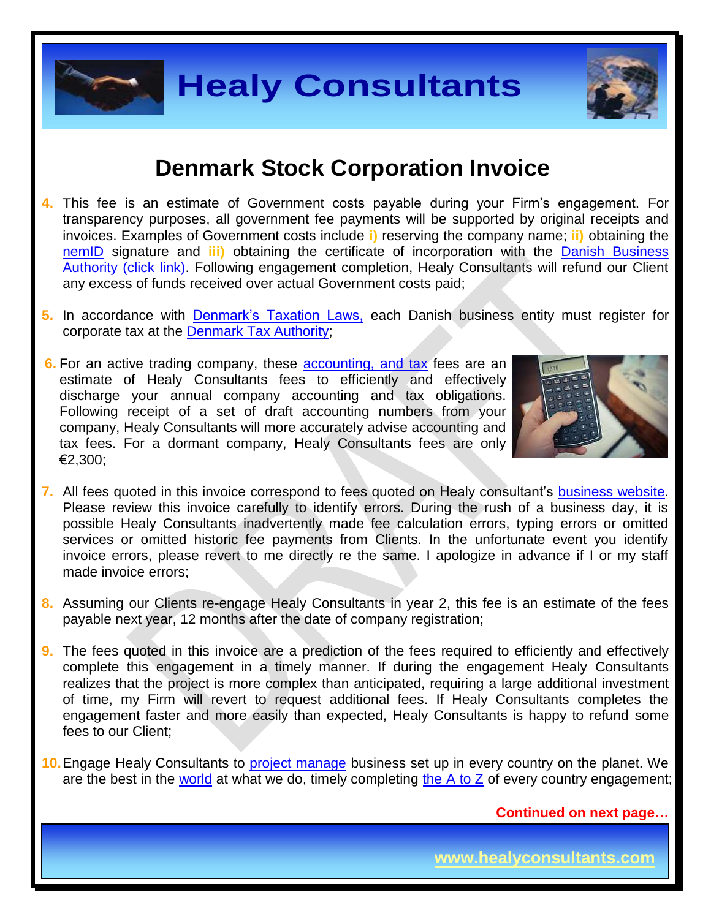# Denmark Stock Corporation Invoice

4. This fee is an estimate of Government costs payable during your Firm's engagement. For transparency purposes, all government fee payments will be supported by original receipts and invoices. Examples of Government costs include **i)** reserving the company name; **ii)** obtaining the nemID signature and **iii)** obtaining the certificate of incorporation with the Danish Business Authority (click link). Following engagement completion, Healy Consultants will refund our Client any excess of funds received over actual Government costs paid;

5. In accordance with Denmark's Taxation Laws, each Danish business entity must register for corporate tax at the Denmark Tax Authority;

6. For an active trading company, these accounting, and tax fees are an estimate of Healy Consultants fees to efficiently and effectively discharge your annual company accounting and tax obligations. Following receipt of a set of draft accounting numbers from your company, Healy Consultants will more accurately advise accounting and tax fees. For a dormant company, Healy Consultants fees are only €2,300;

7. All fees quoted in this invoice correspond to fees quoted on Healy consultant's business website. Please review this invoice carefully to identify errors. During the rush of a business day, it is possible Healy Consultants inadvertently made fee calculation errors, typing errors or omitted services or omitted historic fee payments from Clients. In the unfortunate event you identify invoice errors, please revert to me directly re the same. I apologize in advance if I or my staff made invoice errors;

8. Assuming our Clients re-engage Healy Consultants in year 2, this fee is an estimate of the fees payable next year, 12 months after the date of company registration;

9. The fees quoted in this invoice are a prediction of the fees required to efficiently and effectively complete this engagement in a timely manner. If during the engagement Healy Consultants realizes that the project is more complex than anticipated, requiring a large additional investment of time, my Firm will revert to request additional fees. If Healy Consultants completes the engagement faster and more easily than expected, Healy Consultants is happy to refund some fees to our Client;

10. Engage Healy Consultants to project manage business set up in every country on the planet. We are the best in the world at what we do, timely completing the A to Z of every country engagement;

**Continued on next page…**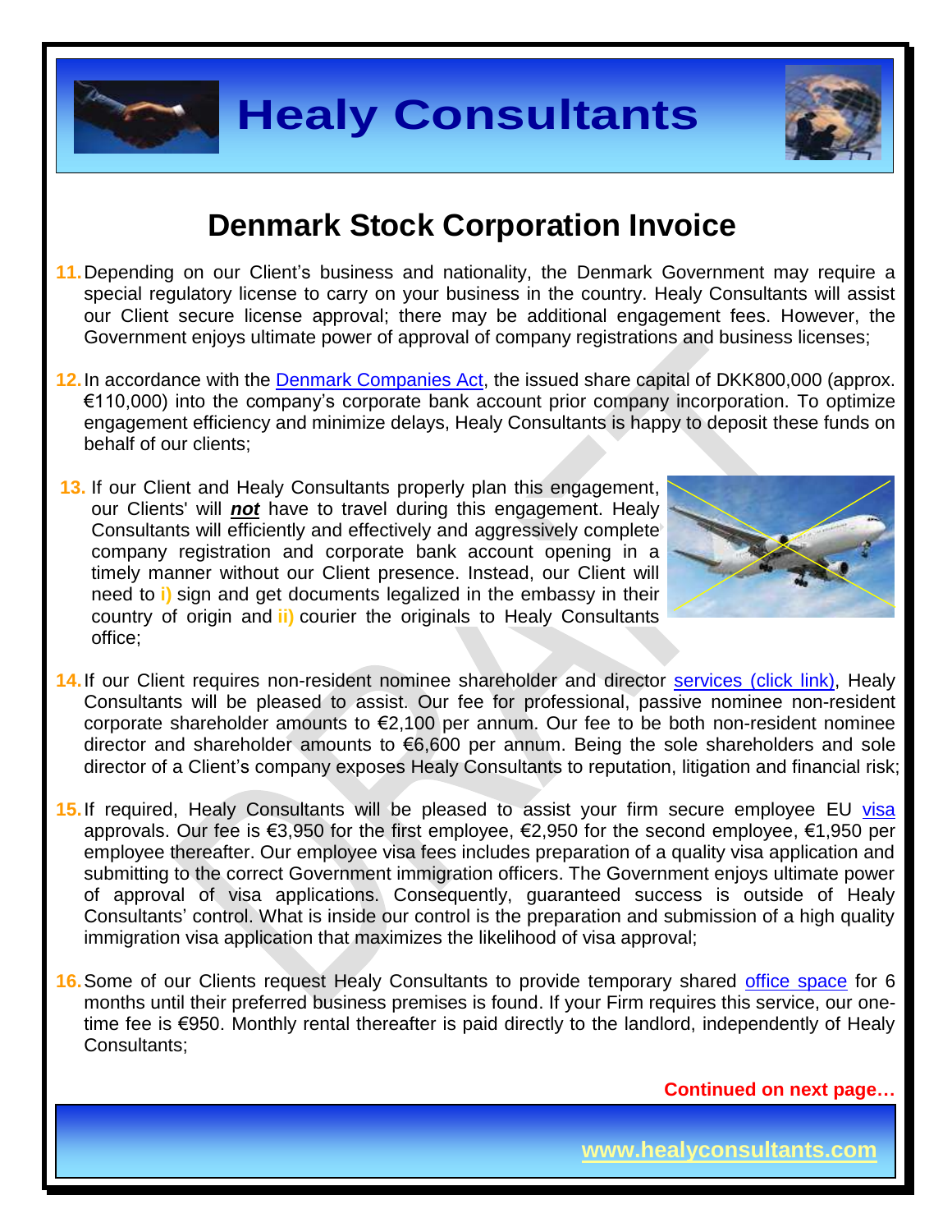# Denmark Stock Corporation Invoice

11. Depending on our Client's business and nationality, the Denmark Government may require a special regulatory license to carry on your business in the country. Healy Consultants will assist our Client secure license approval; there may be additional engagement fees. However, the Government enjoys ultimate power of approval of company registrations and business licenses;

12. In accordance with the Denmark Companies Act, the issued share capital of DKK800,000 (approx. €110,000) into the company's corporate bank account prior company incorporation. To optimize engagement efficiency and minimize delays, Healy Consultants is happy to deposit these funds on behalf of our clients;

13. If our Client and Healy Consultants properly plan this engagement, our Clients' will ***not*** have to travel during this engagement. Healy Consultants will efficiently and effectively and aggressively complete company registration and corporate bank account opening in a timely manner without our Client presence. Instead, our Client will need to **i)** sign and get documents legalized in the embassy in their country of origin and **ii)** courier the originals to Healy Consultants office;

14. If our Client requires non-resident nominee shareholder and director services (click link), Healy Consultants will be pleased to assist. Our fee for professional, passive nominee non-resident corporate shareholder amounts to €2,100 per annum. Our fee to be both non-resident nominee director and shareholder amounts to €6,600 per annum. Being the sole shareholders and sole director of a Client's company exposes Healy Consultants to reputation, litigation and financial risk;

15. If required, Healy Consultants will be pleased to assist your firm secure employee EU visa approvals. Our fee is €3,950 for the first employee, €2,950 for the second employee, €1,950 per employee thereafter. Our employee visa fees includes preparation of a quality visa application and submitting to the correct Government immigration officers. The Government enjoys ultimate power of approval of visa applications. Consequently, guaranteed success is outside of Healy Consultants' control. What is inside our control is the preparation and submission of a high quality immigration visa application that maximizes the likelihood of visa approval;

16. Some of our Clients request Healy Consultants to provide temporary shared office space for 6 months until their preferred business premises is found. If your Firm requires this service, our one-time fee is €950. Monthly rental thereafter is paid directly to the landlord, independently of Healy Consultants;

**Continued on next page…**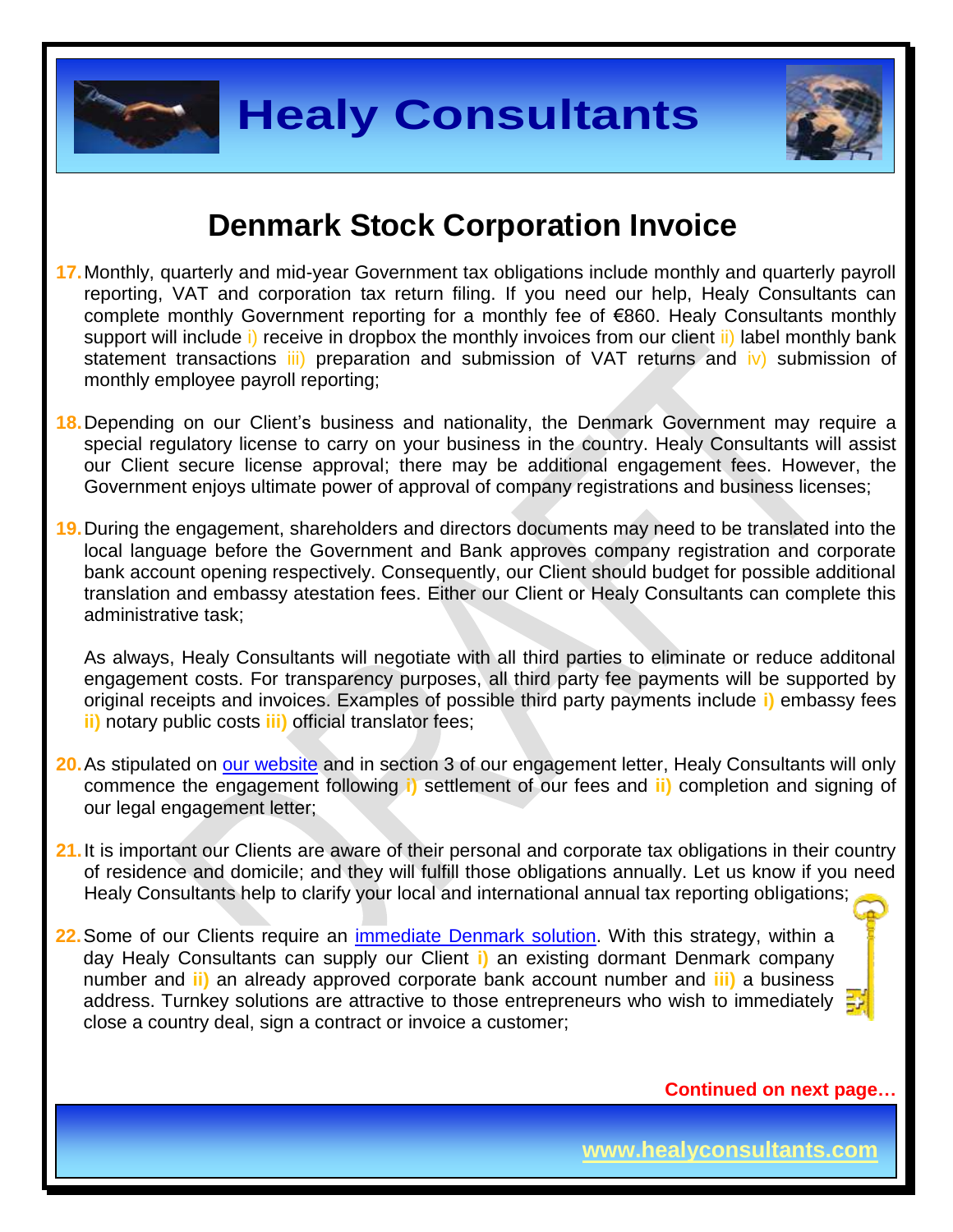## Denmark Stock Corporation Invoice

17. Monthly, quarterly and mid-year Government tax obligations include monthly and quarterly payroll reporting, VAT and corporation tax return filing. If you need our help, Healy Consultants can complete monthly Government reporting for a monthly fee of €860. Healy Consultants monthly support will include i) receive in dropbox the monthly invoices from our client ii) label monthly bank statement transactions iii) preparation and submission of VAT returns and iv) submission of monthly employee payroll reporting;

18. Depending on our Client's business and nationality, the Denmark Government may require a special regulatory license to carry on your business in the country. Healy Consultants will assist our Client secure license approval; there may be additional engagement fees. However, the Government enjoys ultimate power of approval of company registrations and business licenses;

19. During the engagement, shareholders and directors documents may need to be translated into the local language before the Government and Bank approves company registration and corporate bank account opening respectively. Consequently, our Client should budget for possible additional translation and embassy atestation fees. Either our Client or Healy Consultants can complete this administrative task;

    As always, Healy Consultants will negotiate with all third parties to eliminate or reduce additonal engagement costs. For transparency purposes, all third party fee payments will be supported by original receipts and invoices. Examples of possible third party payments include **i)** embassy fees **ii)** notary public costs **iii)** official translator fees;

20. As stipulated on [our website]() and in section 3 of our engagement letter, Healy Consultants will only commence the engagement following **i)** settlement of our fees and **ii)** completion and signing of our legal engagement letter;

21. It is important our Clients are aware of their personal and corporate tax obligations in their country of residence and domicile; and they will fulfill those obligations annually. Let us know if you need Healy Consultants help to clarify your local and international annual tax reporting obligations;

22. Some of our Clients require an [immediate Denmark solution](). With this strategy, within a day Healy Consultants can supply our Client **i)** an existing dormant Denmark company number and **ii)** an already approved corporate bank account number and **iii)** a business address. Turnkey solutions are attractive to those entrepreneurs who wish to immediately close a country deal, sign a contract or invoice a customer;

**Continued on next page…**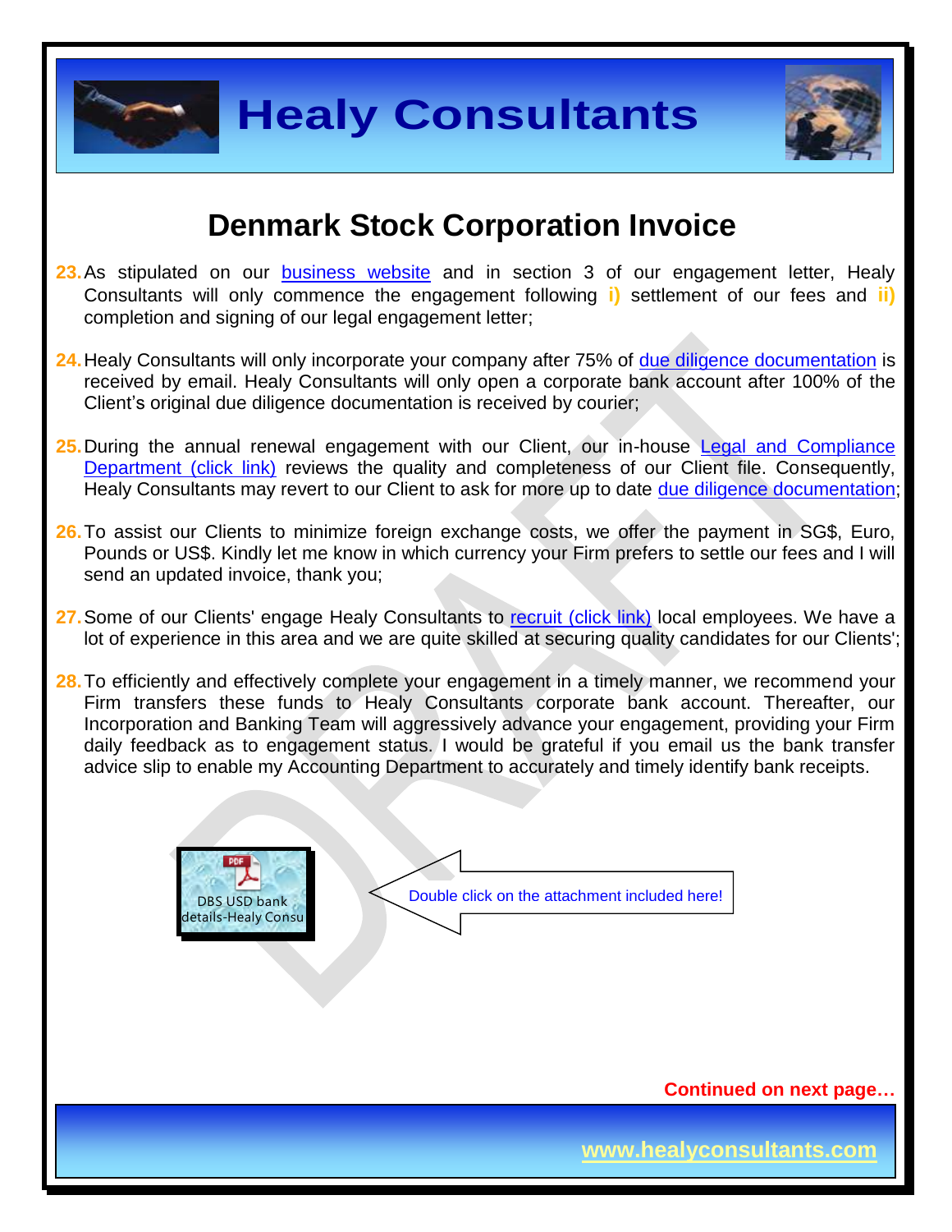# Denmark Stock Corporation Invoice

23. As stipulated on our business website and in section 3 of our engagement letter, Healy Consultants will only commence the engagement following **i)** settlement of our fees and **ii)** completion and signing of our legal engagement letter;

24. Healy Consultants will only incorporate your company after 75% of due diligence documentation is received by email. Healy Consultants will only open a corporate bank account after 100% of the Client's original due diligence documentation is received by courier;

25. During the annual renewal engagement with our Client, our in-house Legal and Compliance Department (click link) reviews the quality and completeness of our Client file. Consequently, Healy Consultants may revert to our Client to ask for more up to date due diligence documentation;

26. To assist our Clients to minimize foreign exchange costs, we offer the payment in SG$, Euro, Pounds or US$. Kindly let me know in which currency your Firm prefers to settle our fees and I will send an updated invoice, thank you;

27. Some of our Clients' engage Healy Consultants to recruit (click link) local employees. We have a lot of experience in this area and we are quite skilled at securing quality candidates for our Clients';

28. To efficiently and effectively complete your engagement in a timely manner, we recommend your Firm transfers these funds to Healy Consultants corporate bank account. Thereafter, our Incorporation and Banking Team will aggressively advance your engagement, providing your Firm daily feedback as to engagement status. I would be grateful if you email us the bank transfer advice slip to enable my Accounting Department to accurately and timely identify bank receipts.

DBS USD bank details-Healy Consu

Double click on the attachment included here!

**Continued on next page…**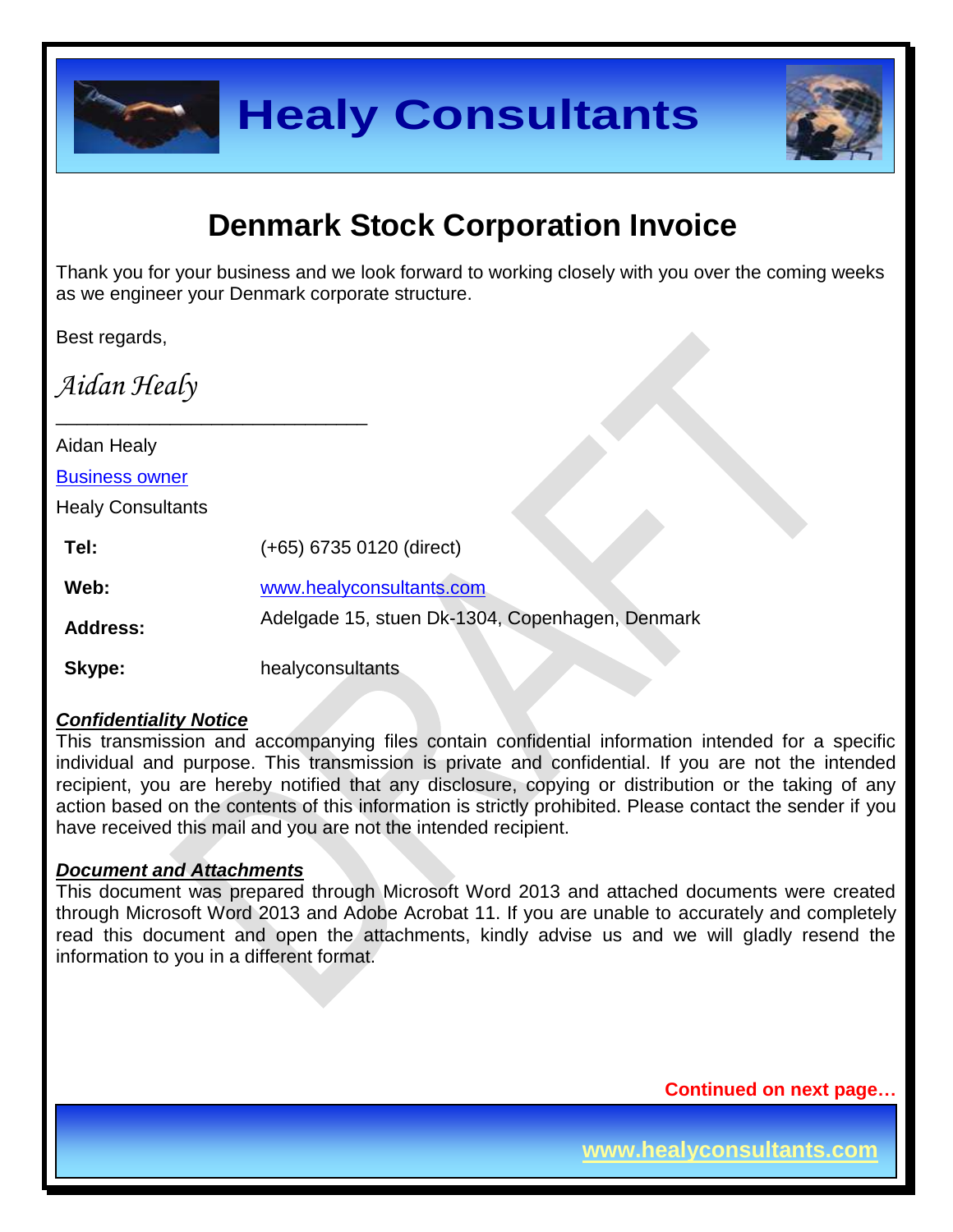# Denmark Stock Corporation Invoice

Thank you for your business and we look forward to working closely with you over the coming weeks as we engineer your Denmark corporate structure.

Best regards,

*Aidan Healy*

______________________________

Aidan Healy

Business owner

Healy Consultants

| | |
|---|---|
| **Tel:** | (+65) 6735 0120 (direct) |
| **Web:** | www.healyconsultants.com |
| **Address:** | Adelgade 15, stuen Dk-1304, Copenhagen, Denmark |
| **Skype:** | healyconsultants |

***Confidentiality Notice***

This transmission and accompanying files contain confidential information intended for a specific individual and purpose. This transmission is private and confidential. If you are not the intended recipient, you are hereby notified that any disclosure, copying or distribution or the taking of any action based on the contents of this information is strictly prohibited. Please contact the sender if you have received this mail and you are not the intended recipient.

***Document and Attachments***

This document was prepared through Microsoft Word 2013 and attached documents were created through Microsoft Word 2013 and Adobe Acrobat 11. If you are unable to accurately and completely read this document and open the attachments, kindly advise us and we will gladly resend the information to you in a different format.

**Continued on next page…**